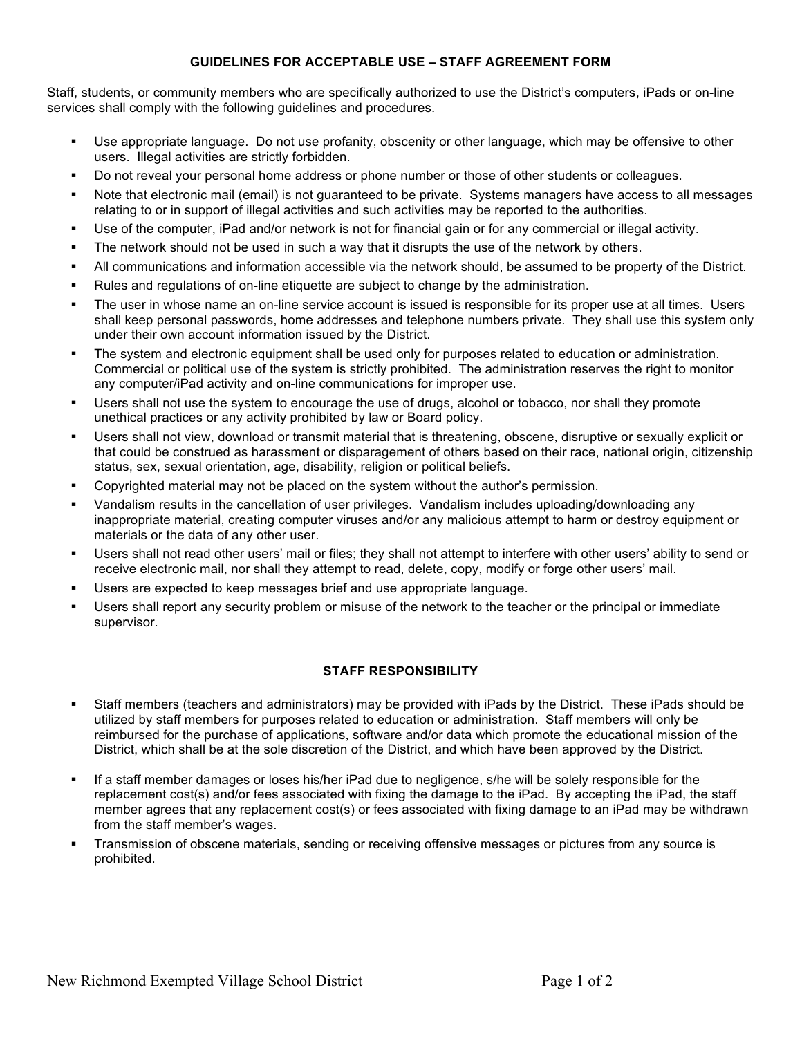## GUIDELINES FOR ACCEPTABLE USE – STAFF AGREEMENT FORM

Staff, students, or community members who are specifically authorized to use the District's computers, iPads or on-line services shall comply with the following guidelines and procedures.

- Use appropriate language. Do not use profanity, obscenity or other language, which may be offensive to other users. Illegal activities are strictly forbidden.
- Do not reveal your personal home address or phone number or those of other students or colleagues.
- Note that electronic mail (email) is not guaranteed to be private. Systems managers have access to all messages relating to or in support of illegal activities and such activities may be reported to the authorities.
- Use of the computer, iPad and/or network is not for financial gain or for any commercial or illegal activity.
- The network should not be used in such a way that it disrupts the use of the network by others.
- All communications and information accessible via the network should, be assumed to be property of the District.
- Rules and regulations of on-line etiquette are subject to change by the administration.
- The user in whose name an on-line service account is issued is responsible for its proper use at all times. Users shall keep personal passwords, home addresses and telephone numbers private. They shall use this system only under their own account information issued by the District.
- The system and electronic equipment shall be used only for purposes related to education or administration. Commercial or political use of the system is strictly prohibited. The administration reserves the right to monitor any computer/iPad activity and on-line communications for improper use.
- Users shall not use the system to encourage the use of drugs, alcohol or tobacco, nor shall they promote unethical practices or any activity prohibited by law or Board policy.
- Users shall not view, download or transmit material that is threatening, obscene, disruptive or sexually explicit or that could be construed as harassment or disparagement of others based on their race, national origin, citizenship status, sex, sexual orientation, age, disability, religion or political beliefs.
- Copyrighted material may not be placed on the system without the author's permission.
- Vandalism results in the cancellation of user privileges. Vandalism includes uploading/downloading any inappropriate material, creating computer viruses and/or any malicious attempt to harm or destroy equipment or materials or the data of any other user.
- Users shall not read other users' mail or files; they shall not attempt to interfere with other users' ability to send or receive electronic mail, nor shall they attempt to read, delete, copy, modify or forge other users' mail.
- Users are expected to keep messages brief and use appropriate language.
- Users shall report any security problem or misuse of the network to the teacher or the principal or immediate supervisor.

## STAFF RESPONSIBILITY

- Staff members (teachers and administrators) may be provided with iPads by the District. These iPads should be utilized by staff members for purposes related to education or administration. Staff members will only be reimbursed for the purchase of applications, software and/or data which promote the educational mission of the District, which shall be at the sole discretion of the District, and which have been approved by the District.
- If a staff member damages or loses his/her iPad due to negligence, s/he will be solely responsible for the replacement cost(s) and/or fees associated with fixing the damage to the iPad. By accepting the iPad, the staff member agrees that any replacement cost(s) or fees associated with fixing damage to an iPad may be withdrawn from the staff member's wages.
- Transmission of obscene materials, sending or receiving offensive messages or pictures from any source is prohibited.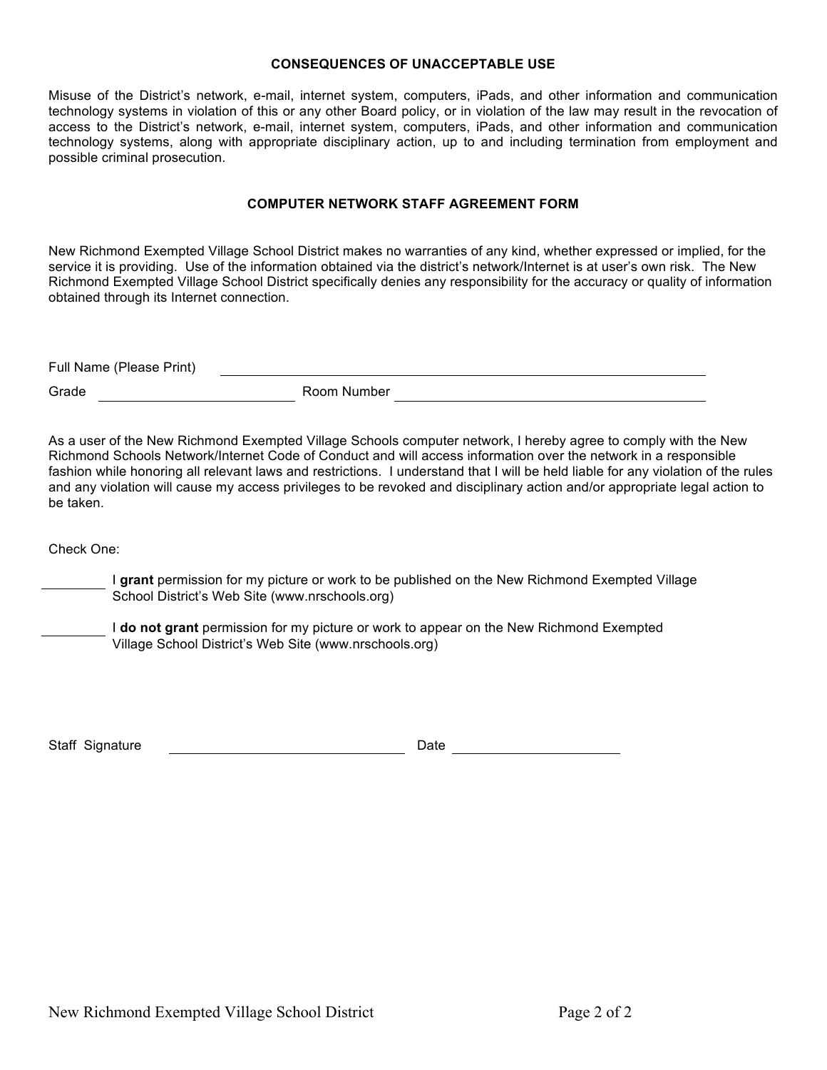## CONSEQUENCES OF UNACCEPTABLE USE

Misuse of the District's network, e-mail, internet system, computers, iPads, and other information and communication technology systems in violation of this or any other Board policy, or in violation of the law may result in the revocation of access to the District's network, e-mail, internet system, computers, iPads, and other information and communication technology systems, along with appropriate disciplinary action, up to and including termination from employment and possible criminal prosecution.

## COMPUTER NETWORK STAFF AGREEMENT FORM

New Richmond Exempted Village School District makes no warranties of any kind, whether expressed or implied, for the service it is providing. Use of the information obtained via the district's network/Internet is at user's own risk. The New Richmond Exempted Village School District specifically denies any responsibility for the accuracy or quality of information obtained through its Internet connection.

Full Name (Please Print) ______________________________________________

Grade ______________________ Room Number ______________________________

As a user of the New Richmond Exempted Village Schools computer network, I hereby agree to comply with the New Richmond Schools Network/Internet Code of Conduct and will access information over the network in a responsible fashion while honoring all relevant laws and restrictions. I understand that I will be held liable for any violation of the rules and any violation will cause my access privileges to be revoked and disciplinary action and/or appropriate legal action to be taken.

Check One:

________ I **grant** permission for my picture or work to be published on the New Richmond Exempted Village School District's Web Site (www.nrschools.org)

________ I **do not grant** permission for my picture or work to appear on the New Richmond Exempted Village School District's Web Site (www.nrschools.org)

Staff Signature ___________________________ Date ____________________